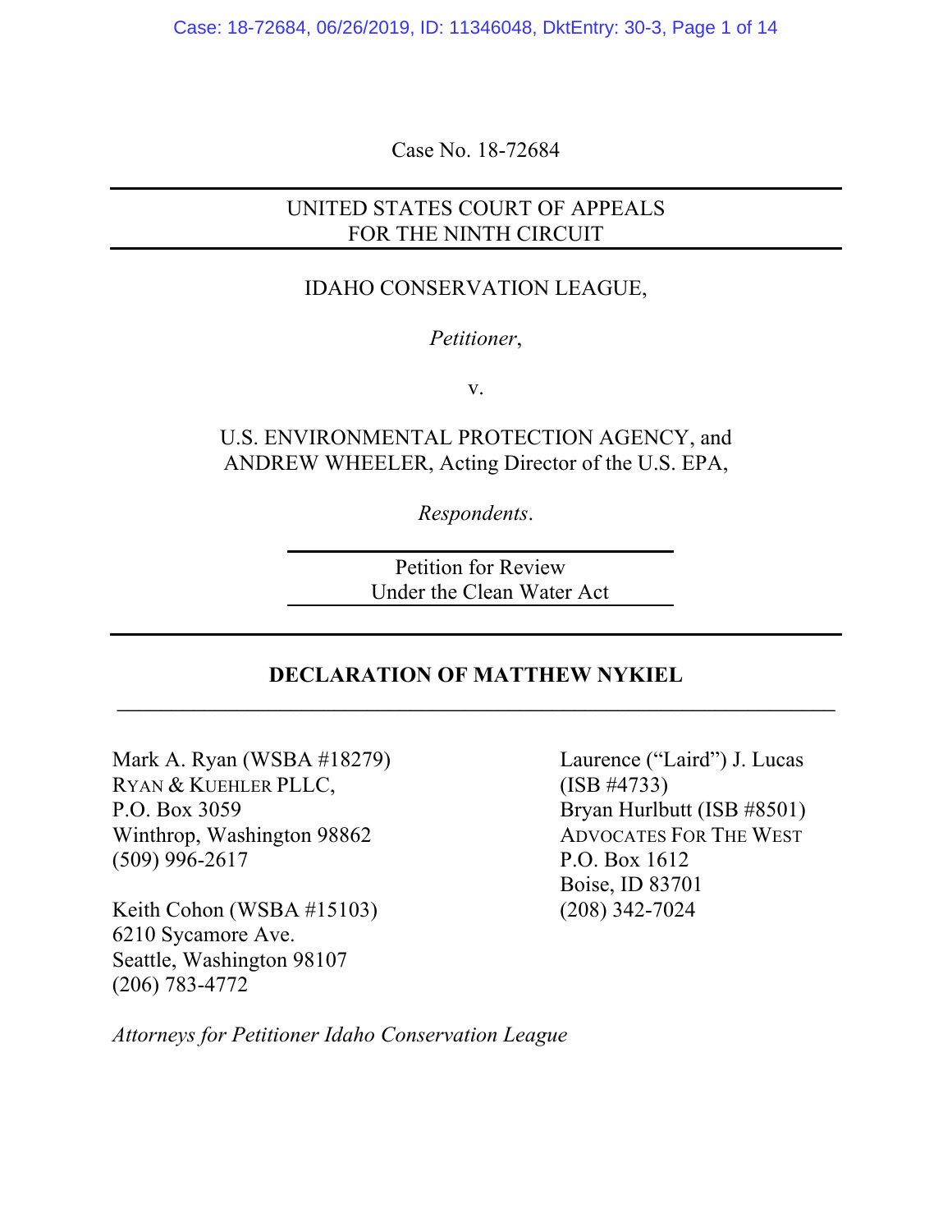Case No. 18-72684

UNITED STATES COURT OF APPEALS
FOR THE NINTH CIRCUIT

IDAHO CONSERVATION LEAGUE,

*Petitioner*,

v.

U.S. ENVIRONMENTAL PROTECTION AGENCY, and
ANDREW WHEELER, Acting Director of the U.S. EPA,

*Respondents*.

Petition for Review
Under the Clean Water Act

**DECLARATION OF MATTHEW NYKIEL**

Mark A. Ryan (WSBA #18279)
RYAN & KUEHLER PLLC,
P.O. Box 3059
Winthrop, Washington 98862
(509) 996-2617

Keith Cohon (WSBA #15103)
6210 Sycamore Ave.
Seattle, Washington 98107
(206) 783-4772

Laurence ("Laird") J. Lucas
(ISB #4733)
Bryan Hurlbutt (ISB #8501)
ADVOCATES FOR THE WEST
P.O. Box 1612
Boise, ID 83701
(208) 342-7024

*Attorneys for Petitioner Idaho Conservation League*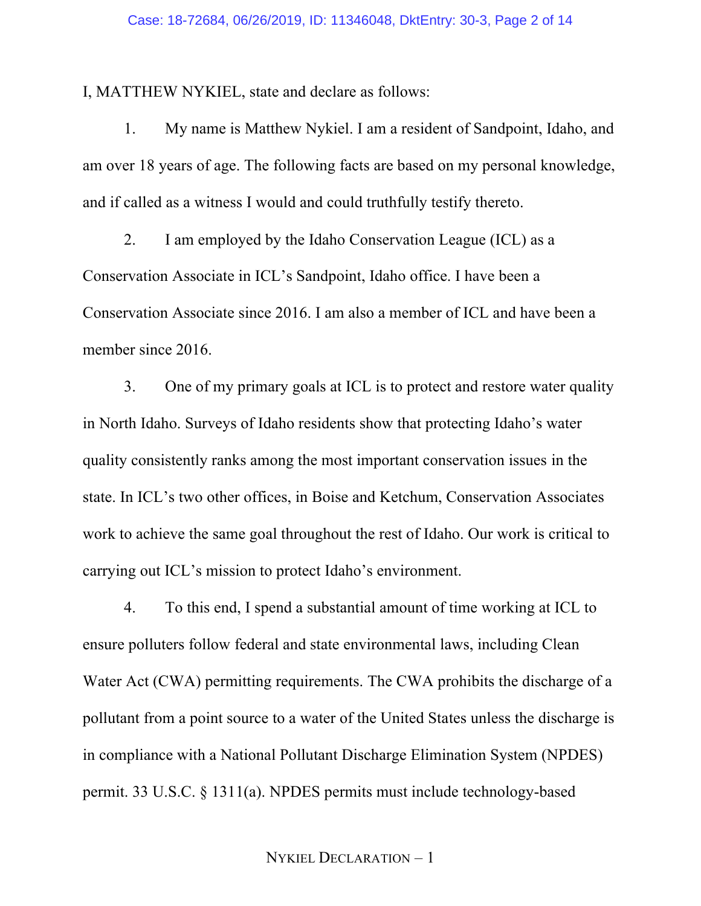I, MATTHEW NYKIEL, state and declare as follows:

1. My name is Matthew Nykiel. I am a resident of Sandpoint, Idaho, and am over 18 years of age. The following facts are based on my personal knowledge, and if called as a witness I would and could truthfully testify thereto.

2. I am employed by the Idaho Conservation League (ICL) as a Conservation Associate in ICL's Sandpoint, Idaho office. I have been a Conservation Associate since 2016. I am also a member of ICL and have been a member since 2016.

3. One of my primary goals at ICL is to protect and restore water quality in North Idaho. Surveys of Idaho residents show that protecting Idaho's water quality consistently ranks among the most important conservation issues in the state. In ICL's two other offices, in Boise and Ketchum, Conservation Associates work to achieve the same goal throughout the rest of Idaho. Our work is critical to carrying out ICL's mission to protect Idaho's environment.

4. To this end, I spend a substantial amount of time working at ICL to ensure polluters follow federal and state environmental laws, including Clean Water Act (CWA) permitting requirements. The CWA prohibits the discharge of a pollutant from a point source to a water of the United States unless the discharge is in compliance with a National Pollutant Discharge Elimination System (NPDES) permit. 33 U.S.C. § 1311(a). NPDES permits must include technology-based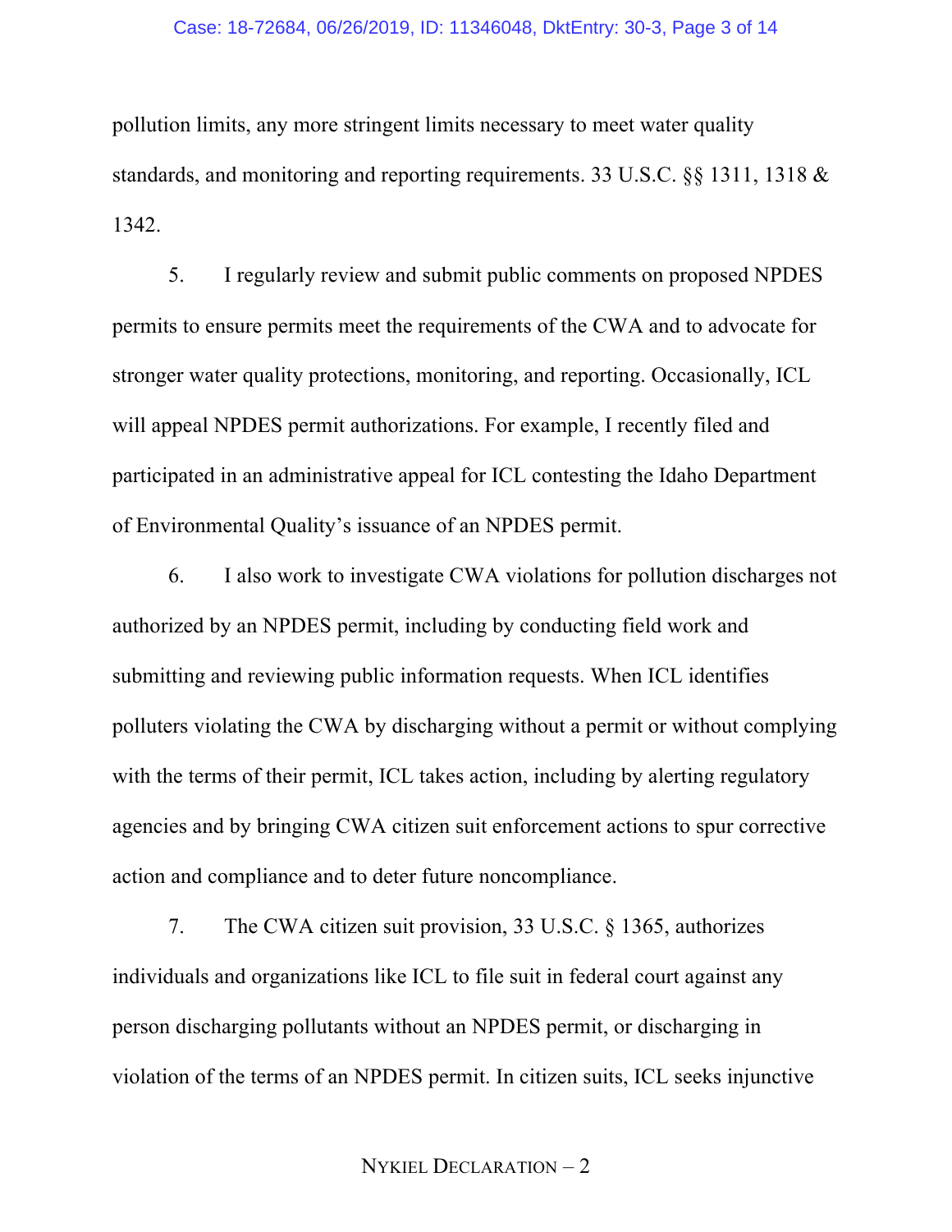pollution limits, any more stringent limits necessary to meet water quality standards, and monitoring and reporting requirements. 33 U.S.C. §§ 1311, 1318 & 1342.

5. I regularly review and submit public comments on proposed NPDES permits to ensure permits meet the requirements of the CWA and to advocate for stronger water quality protections, monitoring, and reporting. Occasionally, ICL will appeal NPDES permit authorizations. For example, I recently filed and participated in an administrative appeal for ICL contesting the Idaho Department of Environmental Quality's issuance of an NPDES permit.

6. I also work to investigate CWA violations for pollution discharges not authorized by an NPDES permit, including by conducting field work and submitting and reviewing public information requests. When ICL identifies polluters violating the CWA by discharging without a permit or without complying with the terms of their permit, ICL takes action, including by alerting regulatory agencies and by bringing CWA citizen suit enforcement actions to spur corrective action and compliance and to deter future noncompliance.

7. The CWA citizen suit provision, 33 U.S.C. § 1365, authorizes individuals and organizations like ICL to file suit in federal court against any person discharging pollutants without an NPDES permit, or discharging in violation of the terms of an NPDES permit. In citizen suits, ICL seeks injunctive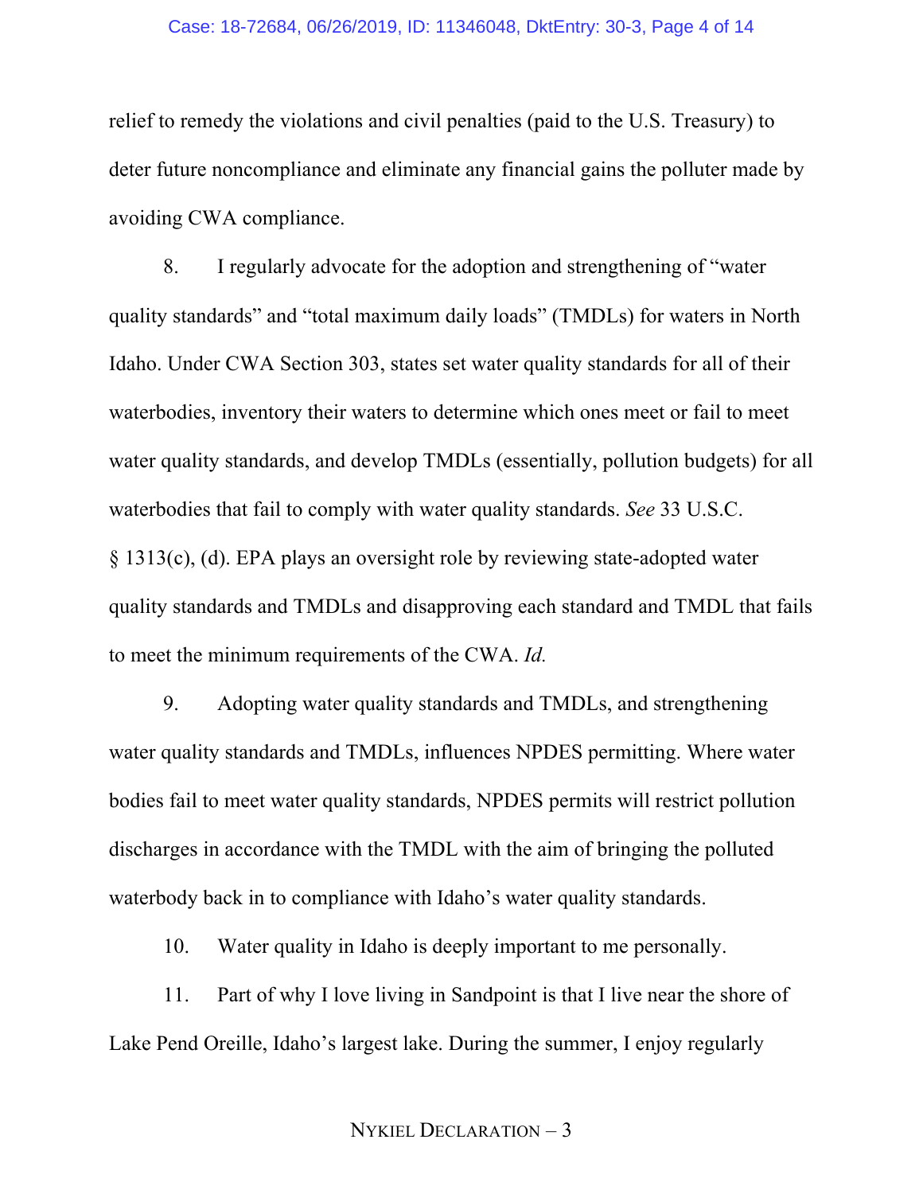relief to remedy the violations and civil penalties (paid to the U.S. Treasury) to deter future noncompliance and eliminate any financial gains the polluter made by avoiding CWA compliance.

8. I regularly advocate for the adoption and strengthening of "water quality standards" and "total maximum daily loads" (TMDLs) for waters in North Idaho. Under CWA Section 303, states set water quality standards for all of their waterbodies, inventory their waters to determine which ones meet or fail to meet water quality standards, and develop TMDLs (essentially, pollution budgets) for all waterbodies that fail to comply with water quality standards. *See* 33 U.S.C. § 1313(c), (d). EPA plays an oversight role by reviewing state-adopted water quality standards and TMDLs and disapproving each standard and TMDL that fails to meet the minimum requirements of the CWA. *Id.*

9. Adopting water quality standards and TMDLs, and strengthening water quality standards and TMDLs, influences NPDES permitting. Where water bodies fail to meet water quality standards, NPDES permits will restrict pollution discharges in accordance with the TMDL with the aim of bringing the polluted waterbody back in to compliance with Idaho's water quality standards.

10. Water quality in Idaho is deeply important to me personally.

11. Part of why I love living in Sandpoint is that I live near the shore of Lake Pend Oreille, Idaho's largest lake. During the summer, I enjoy regularly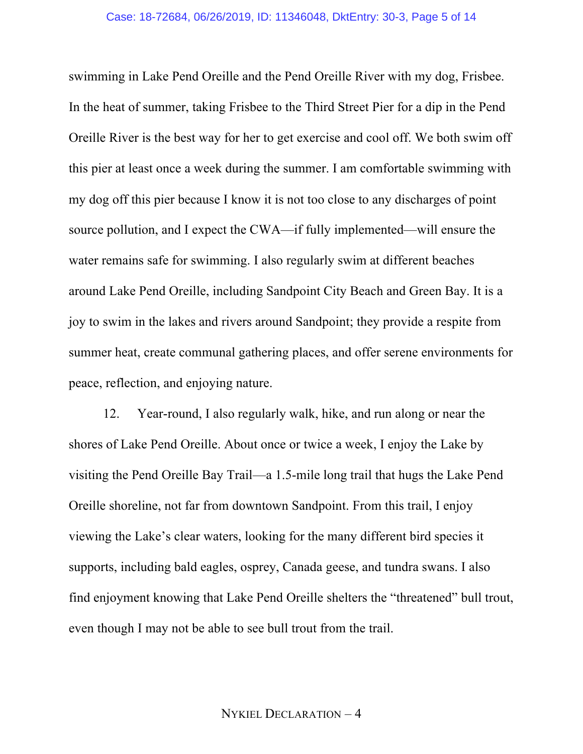swimming in Lake Pend Oreille and the Pend Oreille River with my dog, Frisbee. In the heat of summer, taking Frisbee to the Third Street Pier for a dip in the Pend Oreille River is the best way for her to get exercise and cool off. We both swim off this pier at least once a week during the summer. I am comfortable swimming with my dog off this pier because I know it is not too close to any discharges of point source pollution, and I expect the CWA—if fully implemented—will ensure the water remains safe for swimming. I also regularly swim at different beaches around Lake Pend Oreille, including Sandpoint City Beach and Green Bay. It is a joy to swim in the lakes and rivers around Sandpoint; they provide a respite from summer heat, create communal gathering places, and offer serene environments for peace, reflection, and enjoying nature.

12. Year-round, I also regularly walk, hike, and run along or near the shores of Lake Pend Oreille. About once or twice a week, I enjoy the Lake by visiting the Pend Oreille Bay Trail—a 1.5-mile long trail that hugs the Lake Pend Oreille shoreline, not far from downtown Sandpoint. From this trail, I enjoy viewing the Lake's clear waters, looking for the many different bird species it supports, including bald eagles, osprey, Canada geese, and tundra swans. I also find enjoyment knowing that Lake Pend Oreille shelters the "threatened" bull trout, even though I may not be able to see bull trout from the trail.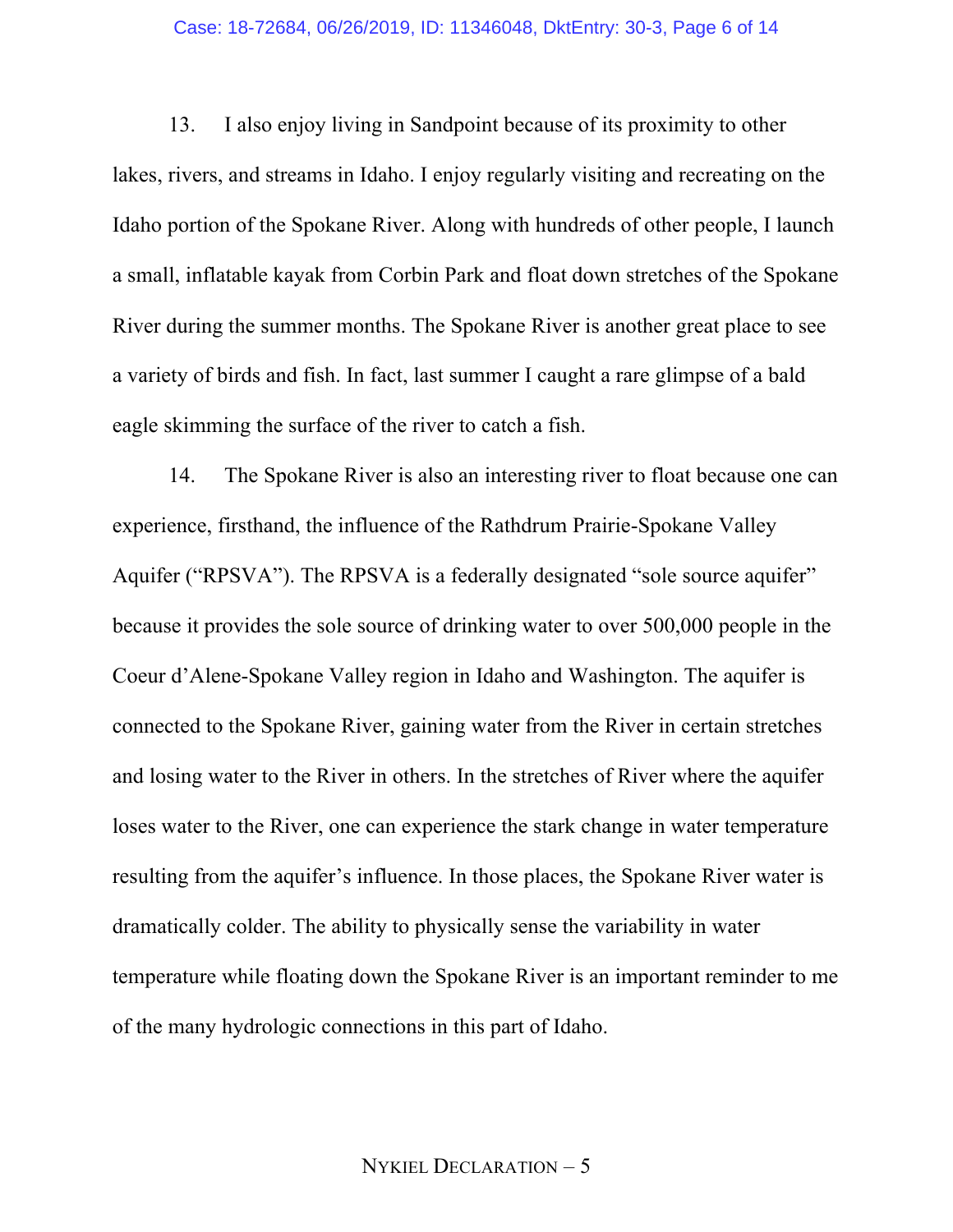13. I also enjoy living in Sandpoint because of its proximity to other lakes, rivers, and streams in Idaho. I enjoy regularly visiting and recreating on the Idaho portion of the Spokane River. Along with hundreds of other people, I launch a small, inflatable kayak from Corbin Park and float down stretches of the Spokane River during the summer months. The Spokane River is another great place to see a variety of birds and fish. In fact, last summer I caught a rare glimpse of a bald eagle skimming the surface of the river to catch a fish.

14. The Spokane River is also an interesting river to float because one can experience, firsthand, the influence of the Rathdrum Prairie-Spokane Valley Aquifer ("RPSVA"). The RPSVA is a federally designated "sole source aquifer" because it provides the sole source of drinking water to over 500,000 people in the Coeur d'Alene-Spokane Valley region in Idaho and Washington. The aquifer is connected to the Spokane River, gaining water from the River in certain stretches and losing water to the River in others. In the stretches of River where the aquifer loses water to the River, one can experience the stark change in water temperature resulting from the aquifer's influence. In those places, the Spokane River water is dramatically colder. The ability to physically sense the variability in water temperature while floating down the Spokane River is an important reminder to me of the many hydrologic connections in this part of Idaho.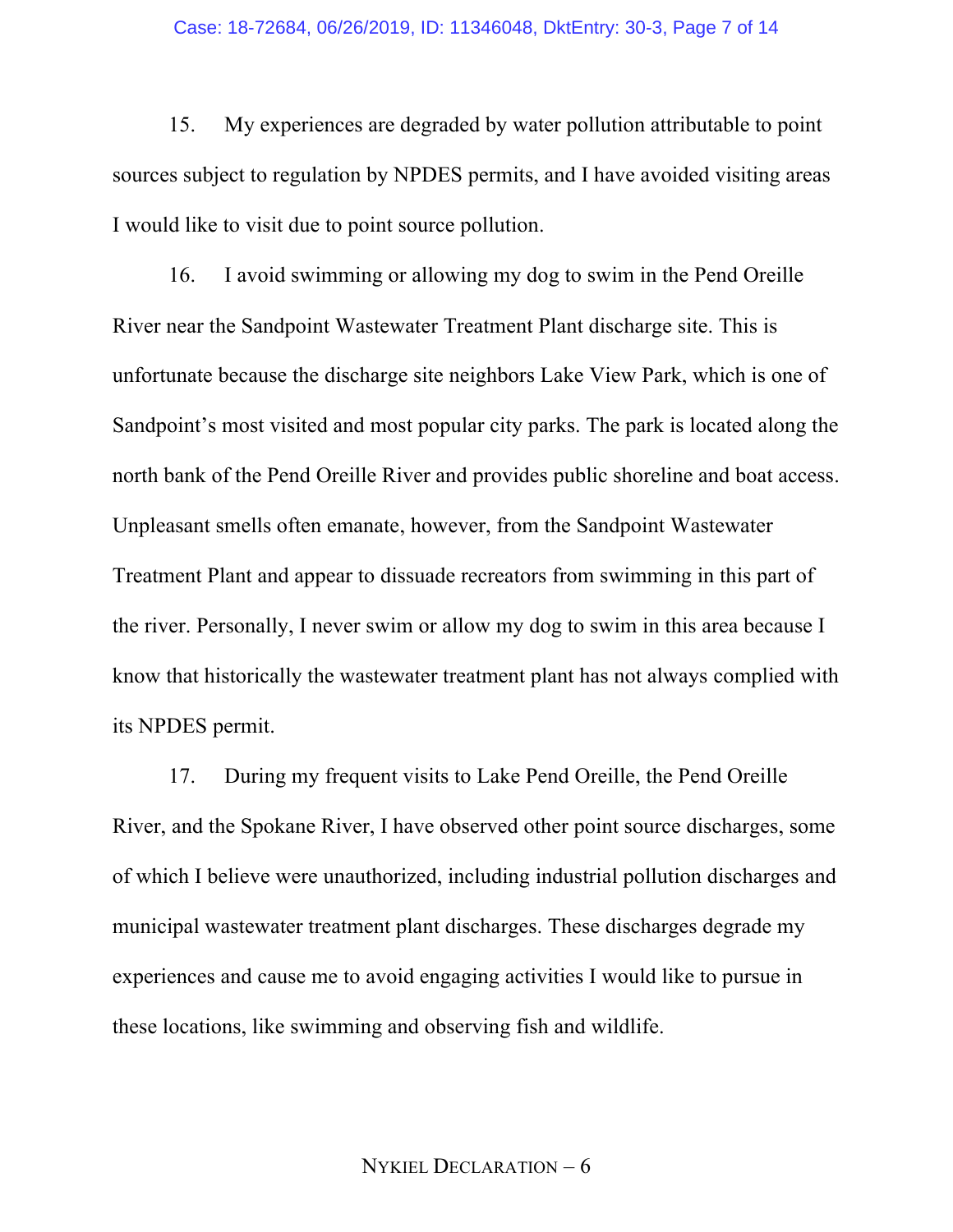15. My experiences are degraded by water pollution attributable to point sources subject to regulation by NPDES permits, and I have avoided visiting areas I would like to visit due to point source pollution.

16. I avoid swimming or allowing my dog to swim in the Pend Oreille River near the Sandpoint Wastewater Treatment Plant discharge site. This is unfortunate because the discharge site neighbors Lake View Park, which is one of Sandpoint's most visited and most popular city parks. The park is located along the north bank of the Pend Oreille River and provides public shoreline and boat access. Unpleasant smells often emanate, however, from the Sandpoint Wastewater Treatment Plant and appear to dissuade recreators from swimming in this part of the river. Personally, I never swim or allow my dog to swim in this area because I know that historically the wastewater treatment plant has not always complied with its NPDES permit.

17. During my frequent visits to Lake Pend Oreille, the Pend Oreille River, and the Spokane River, I have observed other point source discharges, some of which I believe were unauthorized, including industrial pollution discharges and municipal wastewater treatment plant discharges. These discharges degrade my experiences and cause me to avoid engaging activities I would like to pursue in these locations, like swimming and observing fish and wildlife.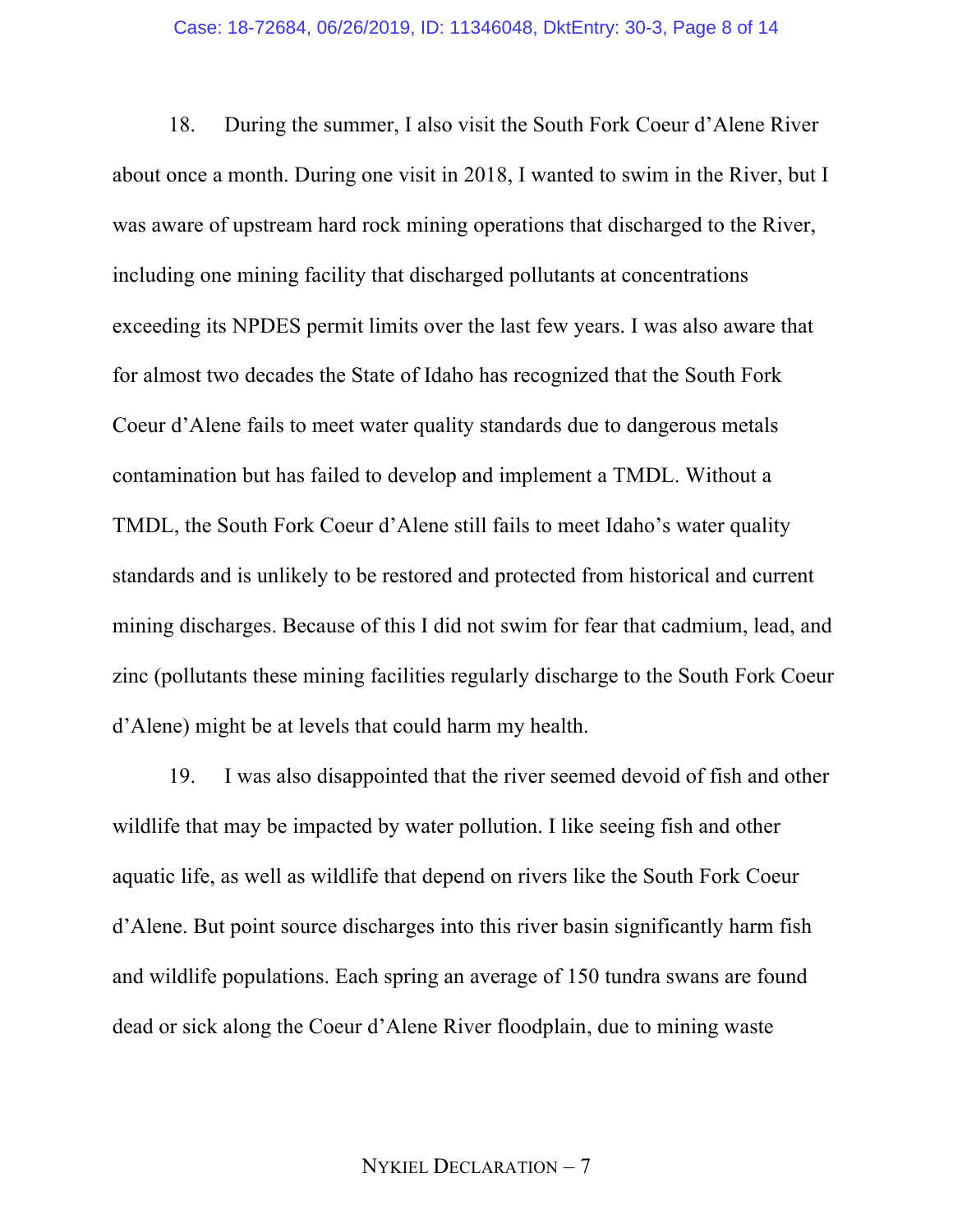18. During the summer, I also visit the South Fork Coeur d'Alene River about once a month. During one visit in 2018, I wanted to swim in the River, but I was aware of upstream hard rock mining operations that discharged to the River, including one mining facility that discharged pollutants at concentrations exceeding its NPDES permit limits over the last few years. I was also aware that for almost two decades the State of Idaho has recognized that the South Fork Coeur d'Alene fails to meet water quality standards due to dangerous metals contamination but has failed to develop and implement a TMDL. Without a TMDL, the South Fork Coeur d'Alene still fails to meet Idaho's water quality standards and is unlikely to be restored and protected from historical and current mining discharges. Because of this I did not swim for fear that cadmium, lead, and zinc (pollutants these mining facilities regularly discharge to the South Fork Coeur d'Alene) might be at levels that could harm my health.

19. I was also disappointed that the river seemed devoid of fish and other wildlife that may be impacted by water pollution. I like seeing fish and other aquatic life, as well as wildlife that depend on rivers like the South Fork Coeur d'Alene. But point source discharges into this river basin significantly harm fish and wildlife populations. Each spring an average of 150 tundra swans are found dead or sick along the Coeur d'Alene River floodplain, due to mining waste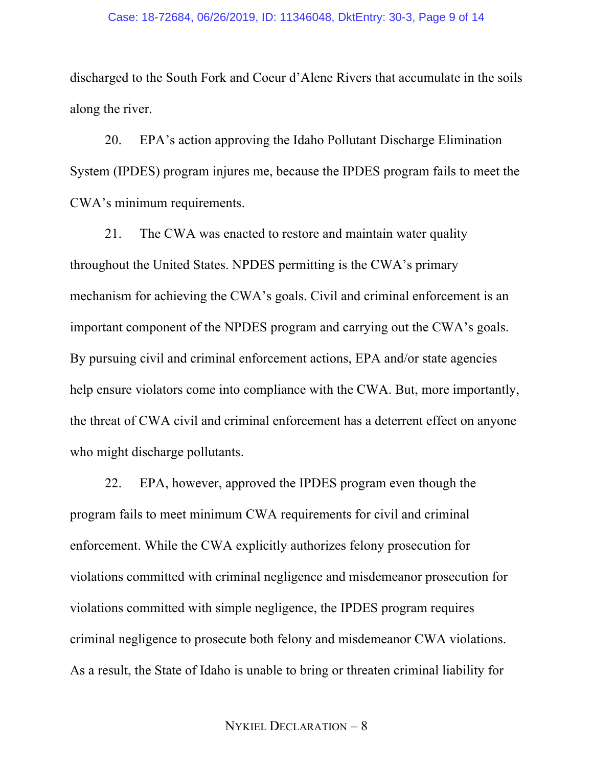discharged to the South Fork and Coeur d'Alene Rivers that accumulate in the soils along the river.

20. EPA's action approving the Idaho Pollutant Discharge Elimination System (IPDES) program injures me, because the IPDES program fails to meet the CWA's minimum requirements.

21. The CWA was enacted to restore and maintain water quality throughout the United States. NPDES permitting is the CWA's primary mechanism for achieving the CWA's goals. Civil and criminal enforcement is an important component of the NPDES program and carrying out the CWA's goals. By pursuing civil and criminal enforcement actions, EPA and/or state agencies help ensure violators come into compliance with the CWA. But, more importantly, the threat of CWA civil and criminal enforcement has a deterrent effect on anyone who might discharge pollutants.

22. EPA, however, approved the IPDES program even though the program fails to meet minimum CWA requirements for civil and criminal enforcement. While the CWA explicitly authorizes felony prosecution for violations committed with criminal negligence and misdemeanor prosecution for violations committed with simple negligence, the IPDES program requires criminal negligence to prosecute both felony and misdemeanor CWA violations. As a result, the State of Idaho is unable to bring or threaten criminal liability for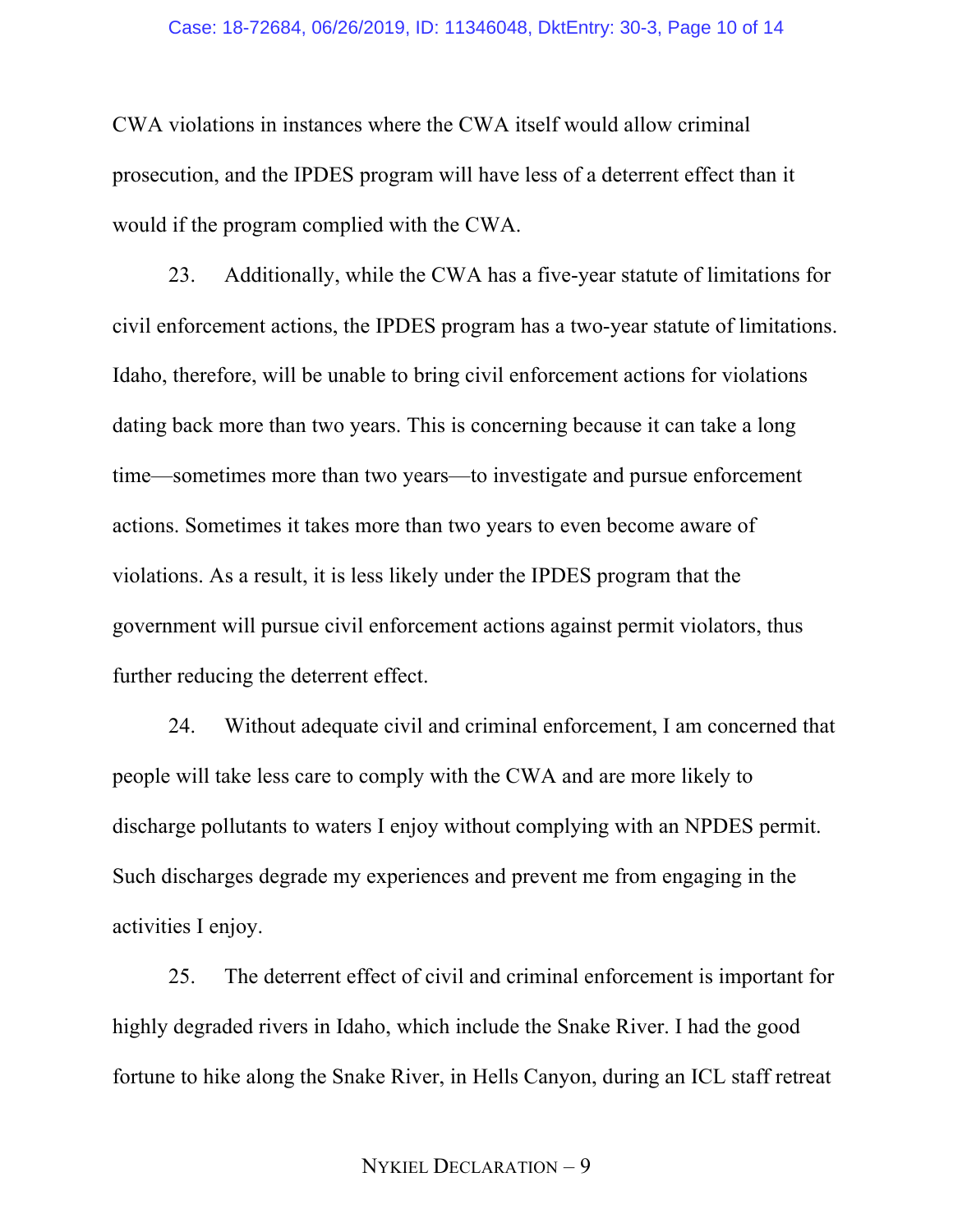CWA violations in instances where the CWA itself would allow criminal prosecution, and the IPDES program will have less of a deterrent effect than it would if the program complied with the CWA.

23. Additionally, while the CWA has a five-year statute of limitations for civil enforcement actions, the IPDES program has a two-year statute of limitations. Idaho, therefore, will be unable to bring civil enforcement actions for violations dating back more than two years. This is concerning because it can take a long time—sometimes more than two years—to investigate and pursue enforcement actions. Sometimes it takes more than two years to even become aware of violations. As a result, it is less likely under the IPDES program that the government will pursue civil enforcement actions against permit violators, thus further reducing the deterrent effect.

24. Without adequate civil and criminal enforcement, I am concerned that people will take less care to comply with the CWA and are more likely to discharge pollutants to waters I enjoy without complying with an NPDES permit. Such discharges degrade my experiences and prevent me from engaging in the activities I enjoy.

25. The deterrent effect of civil and criminal enforcement is important for highly degraded rivers in Idaho, which include the Snake River. I had the good fortune to hike along the Snake River, in Hells Canyon, during an ICL staff retreat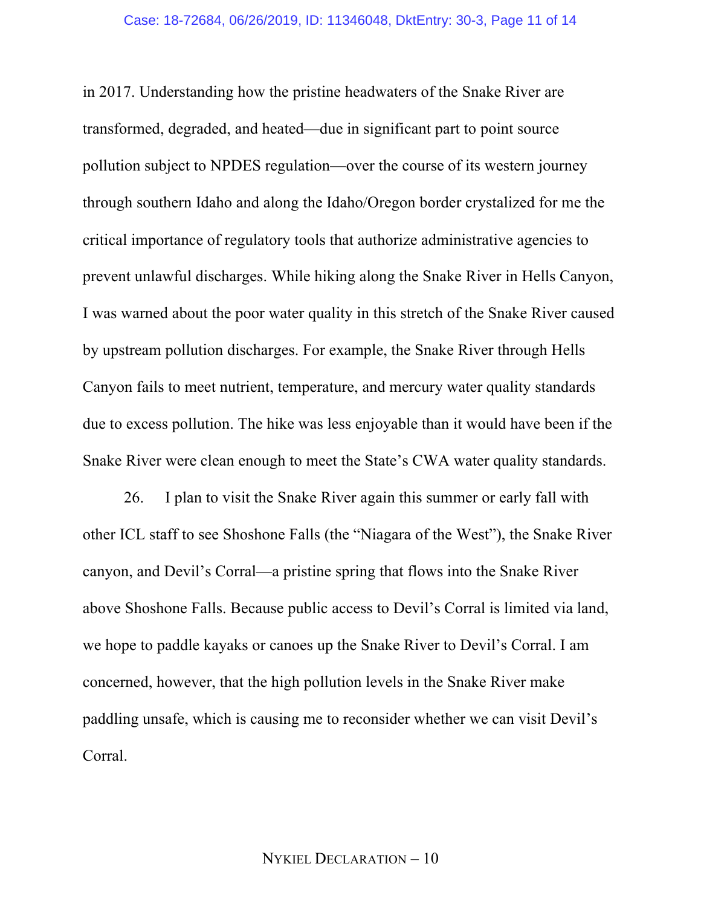in 2017. Understanding how the pristine headwaters of the Snake River are transformed, degraded, and heated—due in significant part to point source pollution subject to NPDES regulation—over the course of its western journey through southern Idaho and along the Idaho/Oregon border crystalized for me the critical importance of regulatory tools that authorize administrative agencies to prevent unlawful discharges. While hiking along the Snake River in Hells Canyon, I was warned about the poor water quality in this stretch of the Snake River caused by upstream pollution discharges. For example, the Snake River through Hells Canyon fails to meet nutrient, temperature, and mercury water quality standards due to excess pollution. The hike was less enjoyable than it would have been if the Snake River were clean enough to meet the State's CWA water quality standards.

26. I plan to visit the Snake River again this summer or early fall with other ICL staff to see Shoshone Falls (the "Niagara of the West"), the Snake River canyon, and Devil's Corral—a pristine spring that flows into the Snake River above Shoshone Falls. Because public access to Devil's Corral is limited via land, we hope to paddle kayaks or canoes up the Snake River to Devil's Corral. I am concerned, however, that the high pollution levels in the Snake River make paddling unsafe, which is causing me to reconsider whether we can visit Devil's Corral.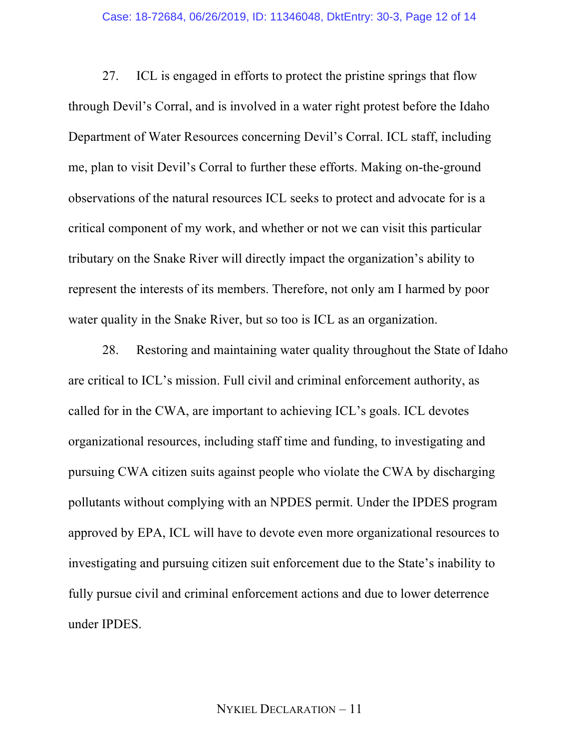27. ICL is engaged in efforts to protect the pristine springs that flow through Devil's Corral, and is involved in a water right protest before the Idaho Department of Water Resources concerning Devil's Corral. ICL staff, including me, plan to visit Devil's Corral to further these efforts. Making on-the-ground observations of the natural resources ICL seeks to protect and advocate for is a critical component of my work, and whether or not we can visit this particular tributary on the Snake River will directly impact the organization's ability to represent the interests of its members. Therefore, not only am I harmed by poor water quality in the Snake River, but so too is ICL as an organization.

28. Restoring and maintaining water quality throughout the State of Idaho are critical to ICL's mission. Full civil and criminal enforcement authority, as called for in the CWA, are important to achieving ICL's goals. ICL devotes organizational resources, including staff time and funding, to investigating and pursuing CWA citizen suits against people who violate the CWA by discharging pollutants without complying with an NPDES permit. Under the IPDES program approved by EPA, ICL will have to devote even more organizational resources to investigating and pursuing citizen suit enforcement due to the State's inability to fully pursue civil and criminal enforcement actions and due to lower deterrence under IPDES.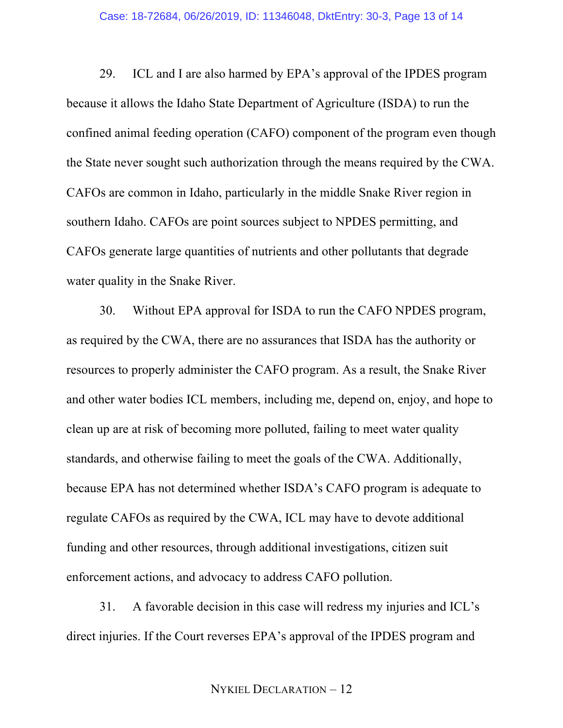29. ICL and I are also harmed by EPA's approval of the IPDES program because it allows the Idaho State Department of Agriculture (ISDA) to run the confined animal feeding operation (CAFO) component of the program even though the State never sought such authorization through the means required by the CWA. CAFOs are common in Idaho, particularly in the middle Snake River region in southern Idaho. CAFOs are point sources subject to NPDES permitting, and CAFOs generate large quantities of nutrients and other pollutants that degrade water quality in the Snake River.

30. Without EPA approval for ISDA to run the CAFO NPDES program, as required by the CWA, there are no assurances that ISDA has the authority or resources to properly administer the CAFO program. As a result, the Snake River and other water bodies ICL members, including me, depend on, enjoy, and hope to clean up are at risk of becoming more polluted, failing to meet water quality standards, and otherwise failing to meet the goals of the CWA. Additionally, because EPA has not determined whether ISDA's CAFO program is adequate to regulate CAFOs as required by the CWA, ICL may have to devote additional funding and other resources, through additional investigations, citizen suit enforcement actions, and advocacy to address CAFO pollution.

31. A favorable decision in this case will redress my injuries and ICL's direct injuries. If the Court reverses EPA's approval of the IPDES program and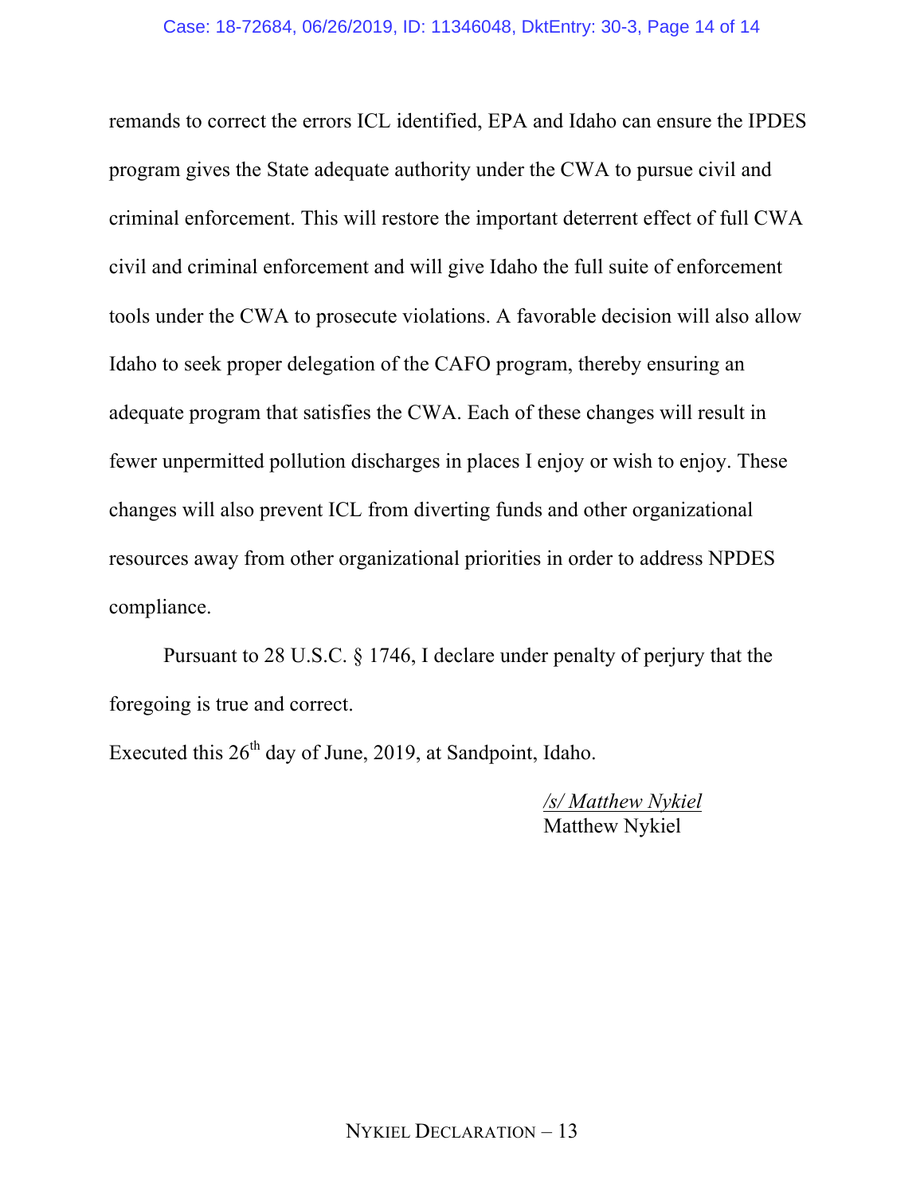remands to correct the errors ICL identified, EPA and Idaho can ensure the IPDES program gives the State adequate authority under the CWA to pursue civil and criminal enforcement. This will restore the important deterrent effect of full CWA civil and criminal enforcement and will give Idaho the full suite of enforcement tools under the CWA to prosecute violations. A favorable decision will also allow Idaho to seek proper delegation of the CAFO program, thereby ensuring an adequate program that satisfies the CWA. Each of these changes will result in fewer unpermitted pollution discharges in places I enjoy or wish to enjoy. These changes will also prevent ICL from diverting funds and other organizational resources away from other organizational priorities in order to address NPDES compliance.

Pursuant to 28 U.S.C. § 1746, I declare under penalty of perjury that the foregoing is true and correct.

Executed this 26th day of June, 2019, at Sandpoint, Idaho.

/s/ Matthew Nykiel
Matthew Nykiel